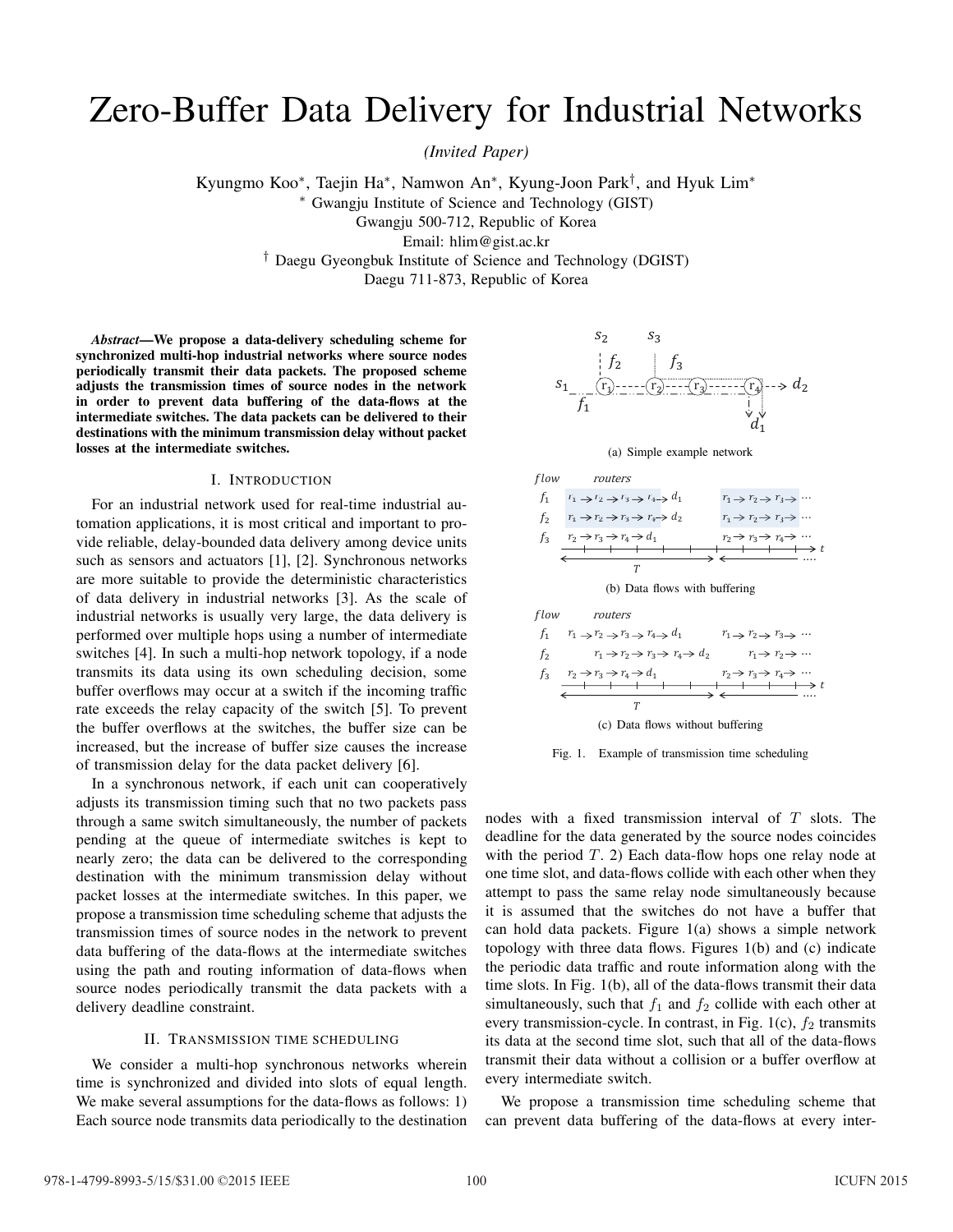// Zero-Buffer Data Delivery for Industrial Networks

*(Invited Paper)*

Kyungmo Koo*, Taejin Ha*, Namwon An*, Kyung-Joon Park†, and Hyuk Lim*

* Gwangju Institute of Science and Technology (GIST)
Gwangju 500-712, Republic of Korea
Email: hlim@gist.ac.kr

† Daegu Gyeongbuk Institute of Science and Technology (DGIST)
Daegu 711-873, Republic of Korea

***Abstract*—We propose a data-delivery scheduling scheme for synchronized multi-hop industrial networks where source nodes periodically transmit their data packets. The proposed scheme adjusts the transmission times of source nodes in the network in order to prevent data buffering of the data-flows at the intermediate switches. The data packets can be delivered to their destinations with the minimum transmission delay without packet losses at the intermediate switches.**

## I. Introduction

For an industrial network used for real-time industrial automation applications, it is most critical and important to provide reliable, delay-bounded data delivery among device units such as sensors and actuators [1], [2]. Synchronous networks are more suitable to provide the deterministic characteristics of data delivery in industrial networks [3]. As the scale of industrial networks is usually very large, the data delivery is performed over multiple hops using a number of intermediate switches [4]. In such a multi-hop network topology decision, if a node transmits its data using its own scheduling decision, some buffer overflows may occur at a switch if the incoming traffic rate exceeds the relay capacity of the switch [5]. To prevent the buffer overflows at the switches, the buffer size can be increased, but the increase of buffer size causes the increase of transmission delay for the data packet delivery [6].

In a synchronous network, if each unit can cooperatively adjusts its transmission timing such that no two packets pass through a same switch simultaneously, the number of packets pending at the queue of intermediate switches is kept to nearly zero; the data can be delivered to the corresponding destination with the minimum transmission delay without packet losses at the intermediate switches. In this paper, we propose a transmission time scheduling scheme that adjusts the transmission times of source nodes in the network to prevent data buffering of the data-flows at the intermediate switches using the path and routing information of data-flows when source nodes periodically transmit the data packets with a delivery deadline constraint.

## II. Transmission time scheduling

We consider a multi-hop synchronous networks wherein time is synchronized and divided into slots of equal length. We make several assumptions for the data-flows as follows: 1) Each source node transmits data periodically to the destination nodes with a fixed transmission interval of $T$ slots. The deadline for the data generated by the source nodes coincides with the period $T$. 2) Each data-flow hops one relay node at one time slot, and data-flows collide with each other when they attempt to pass the same relay node simultaneously because it is assumed that the switches do not have a buffer that can hold data packets. Figure 1(a) shows a simple network topology with three data flows. Figures 1(b) and (c) indicate the periodic data traffic and route information along with the time slots. In Fig. 1(b), all of the data-flows transmit their data simultaneously, such that $f_1$ and $f_2$ collide with each other at every transmission-cycle. In contrast, in Fig. 1(c), $f_2$ transmits its data at the second time slot, such that all of the data-flows transmit their data without a collision or a buffer overflow at every intermediate switch.

(a) Simple example network

(b) Data flows with buffering

(c) Data flows without buffering

Fig. 1. Example of transmission time scheduling

We propose a transmission time scheduling scheme that can prevent data buffering of the data-flows at every inter-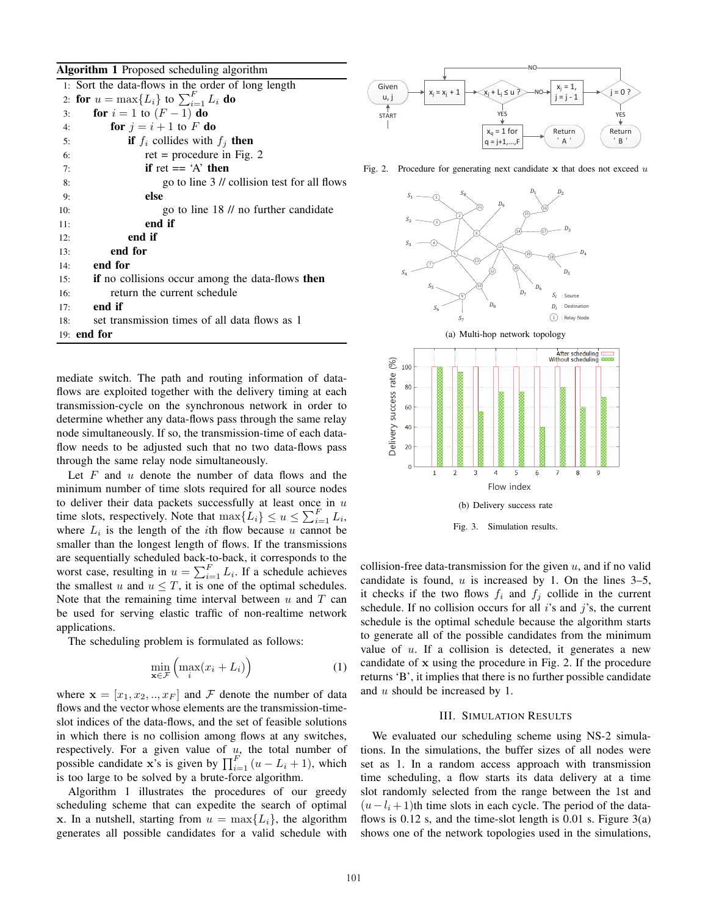**Algorithm 1** Proposed scheduling algorithm

```
1:  Sort the data-flows in the order of long length
2:  for u = max{L_i} to Σ_{i=1}^{F} L_i do
3:      for i = 1 to (F − 1) do
4:          for j = i + 1 to F do
5:              if f_i collides with f_j then
6:                  ret = procedure in Fig. 2
7:                  if ret == 'A' then
8:                      go to line 3 // collision test for all flows
9:                  else
10:                     go to line 18 // no further candidate
11:                 end if
12:             end if
13:         end for
14:     end for
15:     if no collisions occur among the data-flows then
16:         return the current schedule
17:     end if
18:     set transmission times of all data flows as 1
19: end for
```

mediate switch. The path and routing information of data-flows are exploited together with the delivery timing at each transmission-cycle on the synchronous network in order to determine whether any data-flows pass through the same relay node simultaneously. If so, the transmission-time of each data-flow needs to be adjusted such that no two data-flows pass through the same relay node simultaneously.

Let $F$ and $u$ denote the number of data flows and the minimum number of time slots required for all source nodes to deliver their data packets successfully at least once in $u$ time slots, respectively. Note that $\max\{L_i\} \leq u \leq \sum_{i=1}^{F} L_i$, where $L_i$ is the length of the $i$th flow because $u$ cannot be smaller than the longest length of flows. If the transmissions are sequentially scheduled back-to-back, it corresponds to the worst case, resulting in $u = \sum_{i=1}^{F} L_i$. If a schedule achieves the smallest $u$ and $u \leq T$, it is one of the optimal schedules. Note that the remaining time interval between $u$ and $T$ can be used for serving elastic traffic of non-realtime network applications.

The scheduling problem is formulated as follows:

$$\min_{\mathbf{x} \in \mathcal{F}} \left( \max_{i} (x_i + L_i) \right) \tag{1}$$

where $\mathbf{x} = [x_1, x_2, .., x_F]$ and $\mathcal{F}$ denote the number of data flows and the vector whose elements are the transmission-time-slot indices of the data-flows, and the set of feasible solutions in which there is no collision among flows at any switches, respectively. For a given value of $u$, the total number of possible candidate $\mathbf{x}$'s is given by $\prod_{i=1}^{F} (u - L_i + 1)$, which is too large to be solved by a brute-force algorithm.

Algorithm 1 illustrates the procedures of our greedy scheduling scheme that can expedite the search of optimal $\mathbf{x}$. In a nutshell, starting from $u = \max\{L_i\}$, the algorithm generates all possible candidates for a valid schedule with collision-free data-transmission for the given $u$, and if no valid candidate is found, $u$ is increased by 1. On the lines 3–5, it checks if the two flows $f_i$ and $f_j$ collide in the current schedule. If no collision occurs for all $i$'s and $j$'s, the current schedule is the optimal schedule because the algorithm starts to generate all of the possible candidates from the minimum value of $u$. If a collision is detected, it generates a new candidate of $\mathbf{x}$ using the procedure in Fig. 2. If the procedure returns 'B', it implies that there is no further possible candidate and $u$ should be increased by 1.

Fig. 2. Procedure for generating next candidate $\mathbf{x}$ that does not exceed $u$

(a) Multi-hop network topology

(b) Delivery success rate

Fig. 3. Simulation results.

## III. Simulation Results

We evaluated our scheduling scheme using NS-2 simulations. In the simulations, the buffer sizes of all nodes were set as 1. In a random access approach with transmission time scheduling, a flow starts its data delivery at a time slot randomly selected from the range between the 1st and $(u - l_i + 1)$th time slots in each cycle. The period of the data-flows is 0.12 s, and the time-slot length is 0.01 s. Figure 3(a) shows one of the network topologies used in the simulations,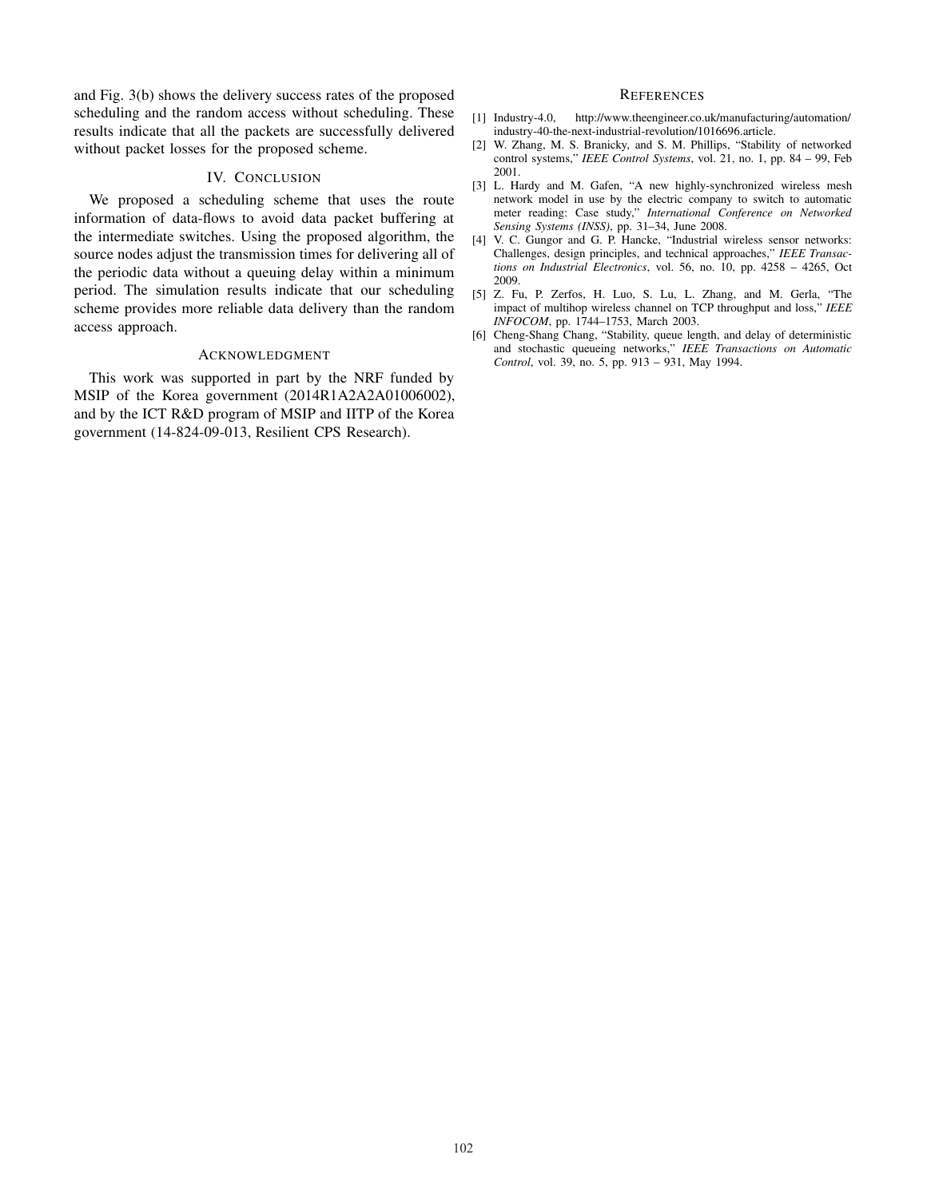and Fig. 3(b) shows the delivery success rates of the proposed scheduling and the random access without scheduling. These results indicate that all the packets are successfully delivered without packet losses for the proposed scheme.

## IV. Conclusion

We proposed a scheduling scheme that uses the route information of data-flows to avoid data packet buffering at the intermediate switches. Using the proposed algorithm, the source nodes adjust the transmission times for delivering all of the periodic data without a queuing delay within a minimum period. The simulation results indicate that our scheduling scheme provides more reliable data delivery than the random access approach.

## Acknowledgment

This work was supported in part by the NRF funded by MSIP of the Korea government (2014R1A2A2A01006002), and by the ICT R&D program of MSIP and IITP of the Korea government (14-824-09-013, Resilient CPS Research).

## References

[1] Industry-4.0, http://www.theengineer.co.uk/manufacturing/automation/industry-40-the-next-industrial-revolution/1016696.article.

[2] W. Zhang, M. S. Branicky, and S. M. Phillips, "Stability of networked control systems," *IEEE Control Systems*, vol. 21, no. 1, pp. 84 – 99, Feb 2001.

[3] L. Hardy and M. Gafen, "A new highly-synchronized wireless mesh network model in use by the electric company to switch to automatic meter reading: Case study," *International Conference on Networked Sensing Systems (INSS)*, pp. 31–34, June 2008.

[4] V. C. Gungor and G. P. Hancke, "Industrial wireless sensor networks: Challenges, design principles, and technical approaches," *IEEE Transactions on Industrial Electronics*, vol. 56, no. 10, pp. 4258 – 4265, Oct 2009.

[5] Z. Fu, P. Zerfos, H. Luo, S. Lu, L. Zhang, and M. Gerla, "The impact of multihop wireless channel on TCP throughput and loss," *IEEE INFOCOM*, pp. 1744–1753, March 2003.

[6] Cheng-Shang Chang, "Stability, queue length, and delay of deterministic and stochastic queueing networks," *IEEE Transactions on Automatic Control*, vol. 39, no. 5, pp. 913 – 931, May 1994.